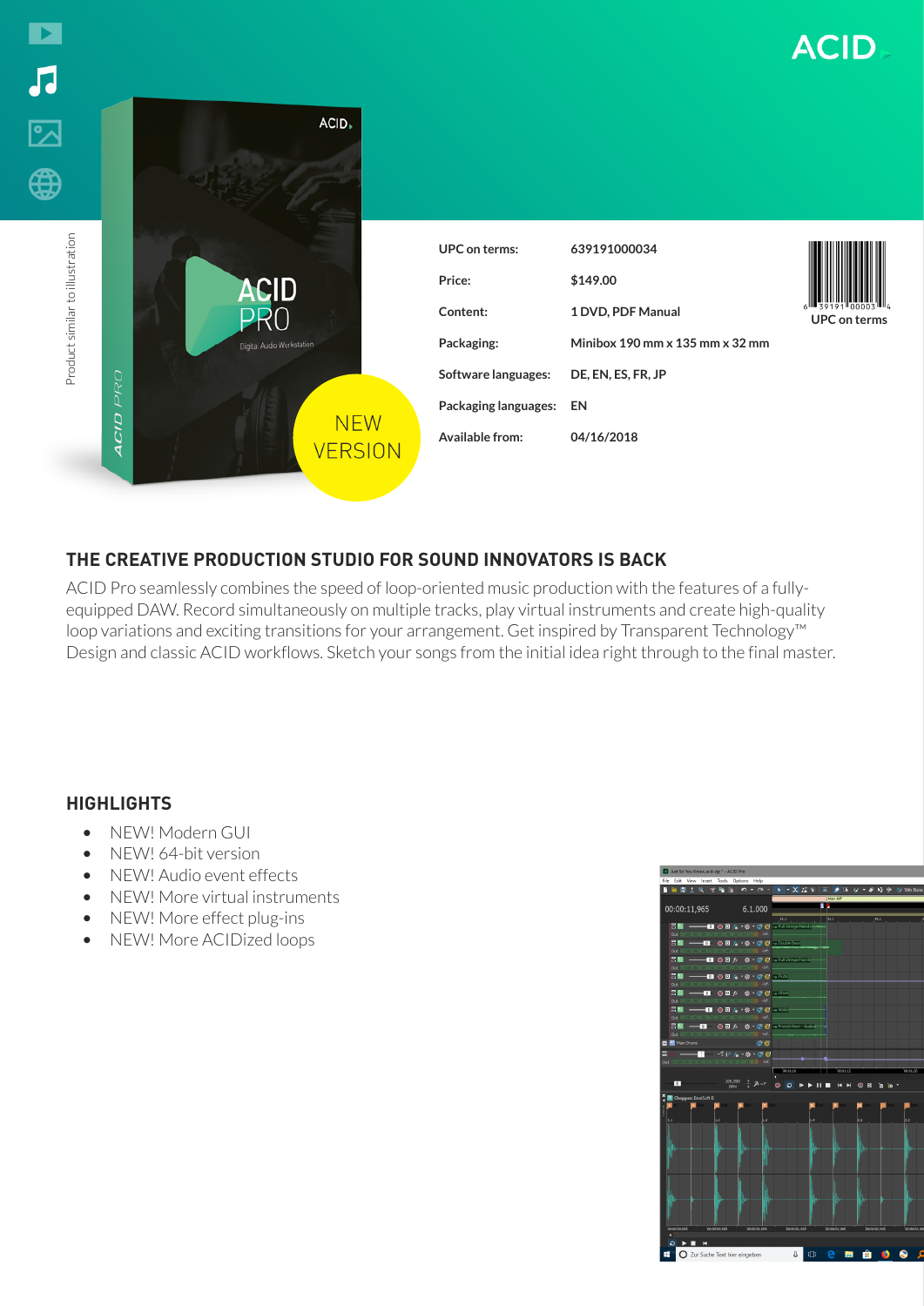Product similar to illustration

NEW VERSION

| | |
|---|---|
| UPC on terms: | 639191000034 |
| Price: | $149.00 |
| Content: | 1 DVD, PDF Manual |
| Packaging: | Minibox 190 mm x 135 mm x 32 mm |
| Software languages: | DE, EN, ES, FR, JP |
| Packaging languages: | EN |
| Available from: | 04/16/2018 |

UPC on terms

## THE CREATIVE PRODUCTION STUDIO FOR SOUND INNOVATORS IS BACK

ACID Pro seamlessly combines the speed of loop-oriented music production with the features of a fully-equipped DAW. Record simultaneously on multiple tracks, play virtual instruments and create high-quality loop variations and exciting transitions for your arrangement. Get inspired by Transparent Technology™ Design and classic ACID workflows. Sketch your songs from the initial idea right through to the final master.

## HIGHLIGHTS

- NEW! Modern GUI
- NEW! 64-bit version
- NEW! Audio event effects
- NEW! More virtual instruments
- NEW! More effect plug-ins
- NEW! More ACIDized loops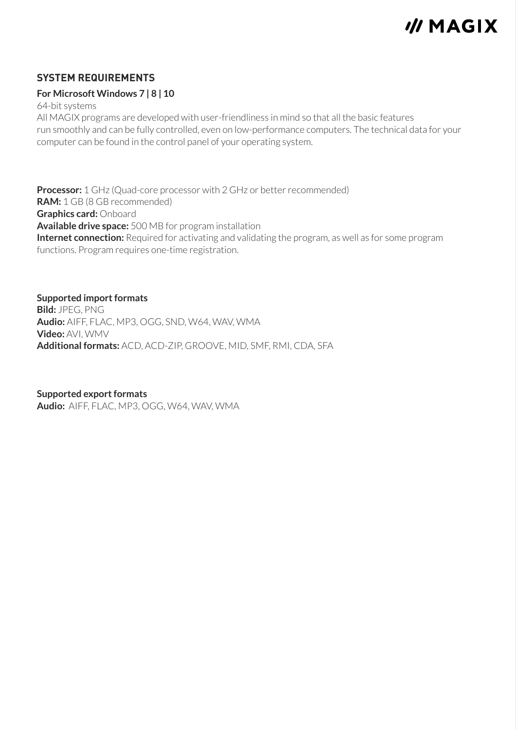## SYSTEM REQUIREMENTS

**For Microsoft Windows 7 | 8 | 10**

64-bit systems

All MAGIX programs are developed with user-friendliness in mind so that all the basic features run smoothly and can be fully controlled, even on low-performance computers. The technical data for your computer can be found in the control panel of your operating system.

**Processor:** 1 GHz (Quad-core processor with 2 GHz or better recommended)
**RAM:** 1 GB (8 GB recommended)
**Graphics card:** Onboard
**Available drive space:** 500 MB for program installation
**Internet connection:** Required for activating and validating the program, as well as for some program functions. Program requires one-time registration.

**Supported import formats**
**Bild:** JPEG, PNG
**Audio:** AIFF, FLAC, MP3, OGG, SND, W64, WAV, WMA
**Video:** AVI, WMV
**Additional formats:** ACD, ACD-ZIP, GROOVE, MID, SMF, RMI, CDA, SFA

**Supported export formats**
**Audio:** AIFF, FLAC, MP3, OGG, W64, WAV, WMA